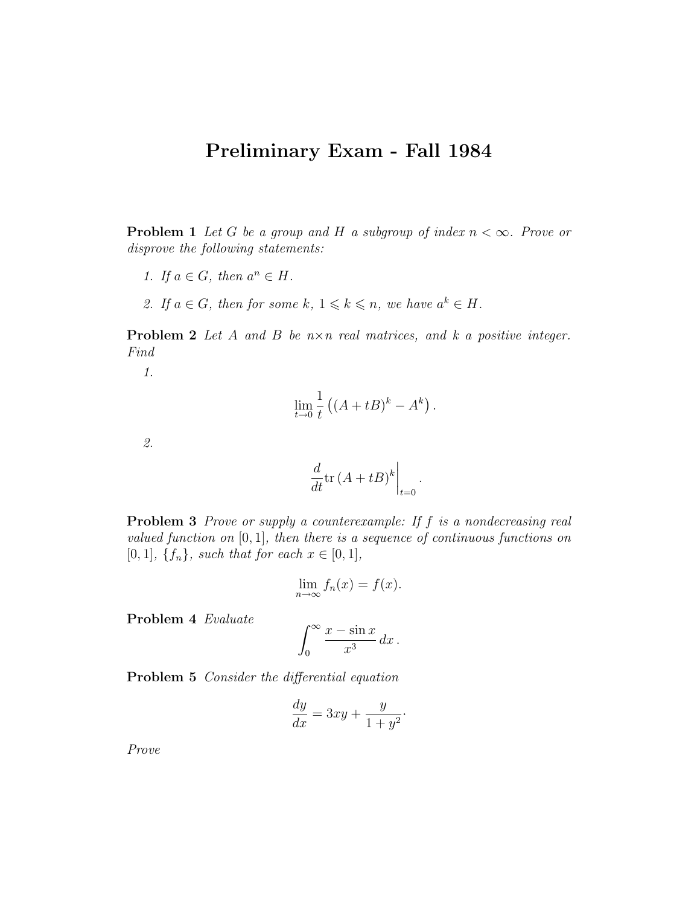# Preliminary Exam - Fall 1984

**Problem 1** *Let $G$ be a group and $H$ a subgroup of index $n < \infty$. Prove or disprove the following statements:*

1. *If $a \in G$, then $a^n \in H$.*
2. *If $a \in G$, then for some $k$, $1 \leqslant k \leqslant n$, we have $a^k \in H$.*

**Problem 2** *Let $A$ and $B$ be $n \times n$ real matrices, and $k$ a positive integer. Find*

1. $$\lim_{t \to 0} \frac{1}{t} \left( (A + tB)^k - A^k \right).$$

2. $$\left. \frac{d}{dt} \operatorname{tr} (A + tB)^k \right|_{t=0}.$$

**Problem 3** *Prove or supply a counterexample: If $f$ is a nondecreasing real valued function on $[0, 1]$, then there is a sequence of continuous functions on $[0, 1]$, $\{f_n\}$, such that for each $x \in [0, 1]$,*

$$\lim_{n \to \infty} f_n(x) = f(x).$$

**Problem 4** *Evaluate*

$$\int_0^\infty \frac{x - \sin x}{x^3} \, dx\,.$$

**Problem 5** *Consider the differential equation*

$$\frac{dy}{dx} = 3xy + \frac{y}{1 + y^2}.$$

*Prove*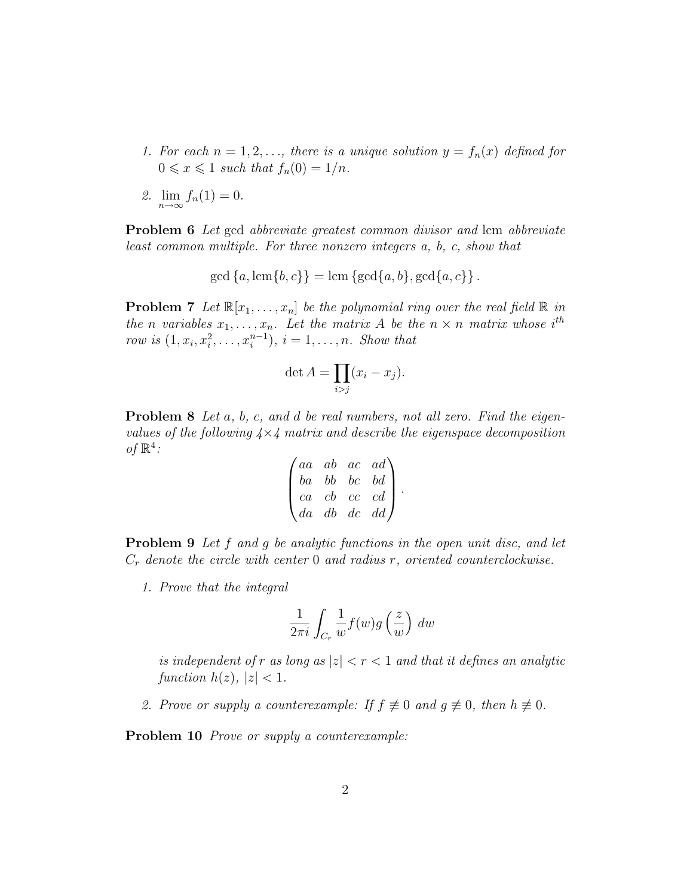1. *For each $n = 1, 2, \ldots$, there is a unique solution $y = f_n(x)$ defined for $0 \leqslant x \leqslant 1$ such that $f_n(0) = 1/n$.*

2. $\lim_{n\to\infty} f_n(1) = 0.$

**Problem 6** *Let* gcd *abbreviate greatest common divisor and* lcm *abbreviate least common multiple. For three nonzero integers $a$, $b$, $c$, show that*

$$\gcd\{a, \operatorname{lcm}\{b, c\}\} = \operatorname{lcm}\{\gcd\{a, b\}, \gcd\{a, c\}\}.$$

**Problem 7** *Let $\mathbb{R}[x_1, \ldots, x_n]$ be the polynomial ring over the real field $\mathbb{R}$ in the $n$ variables $x_1, \ldots, x_n$. Let the matrix $A$ be the $n \times n$ matrix whose $i^{th}$ row is $(1, x_i, x_i^2, \ldots, x_i^{n-1})$, $i = 1, \ldots, n$. Show that*

$$\det A = \prod_{i>j}(x_i - x_j).$$

**Problem 8** *Let $a$, $b$, $c$, and $d$ be real numbers, not all zero. Find the eigenvalues of the following $4\times 4$ matrix and describe the eigenspace decomposition of $\mathbb{R}^4$:*

$$\begin{pmatrix} aa & ab & ac & ad \\ ba & bb & bc & bd \\ ca & cb & cc & cd \\ da & db & dc & dd \end{pmatrix}.$$

**Problem 9** *Let $f$ and $g$ be analytic functions in the open unit disc, and let $C_r$ denote the circle with center $0$ and radius $r$, oriented counterclockwise.*

1. *Prove that the integral*

$$\frac{1}{2\pi i}\int_{C_r} \frac{1}{w} f(w) g\left(\frac{z}{w}\right)\, dw$$

*is independent of $r$ as long as $|z| < r < 1$ and that it defines an analytic function $h(z)$, $|z| < 1$.*

2. *Prove or supply a counterexample: If $f \not\equiv 0$ and $g \not\equiv 0$, then $h \not\equiv 0$.*

**Problem 10** *Prove or supply a counterexample:*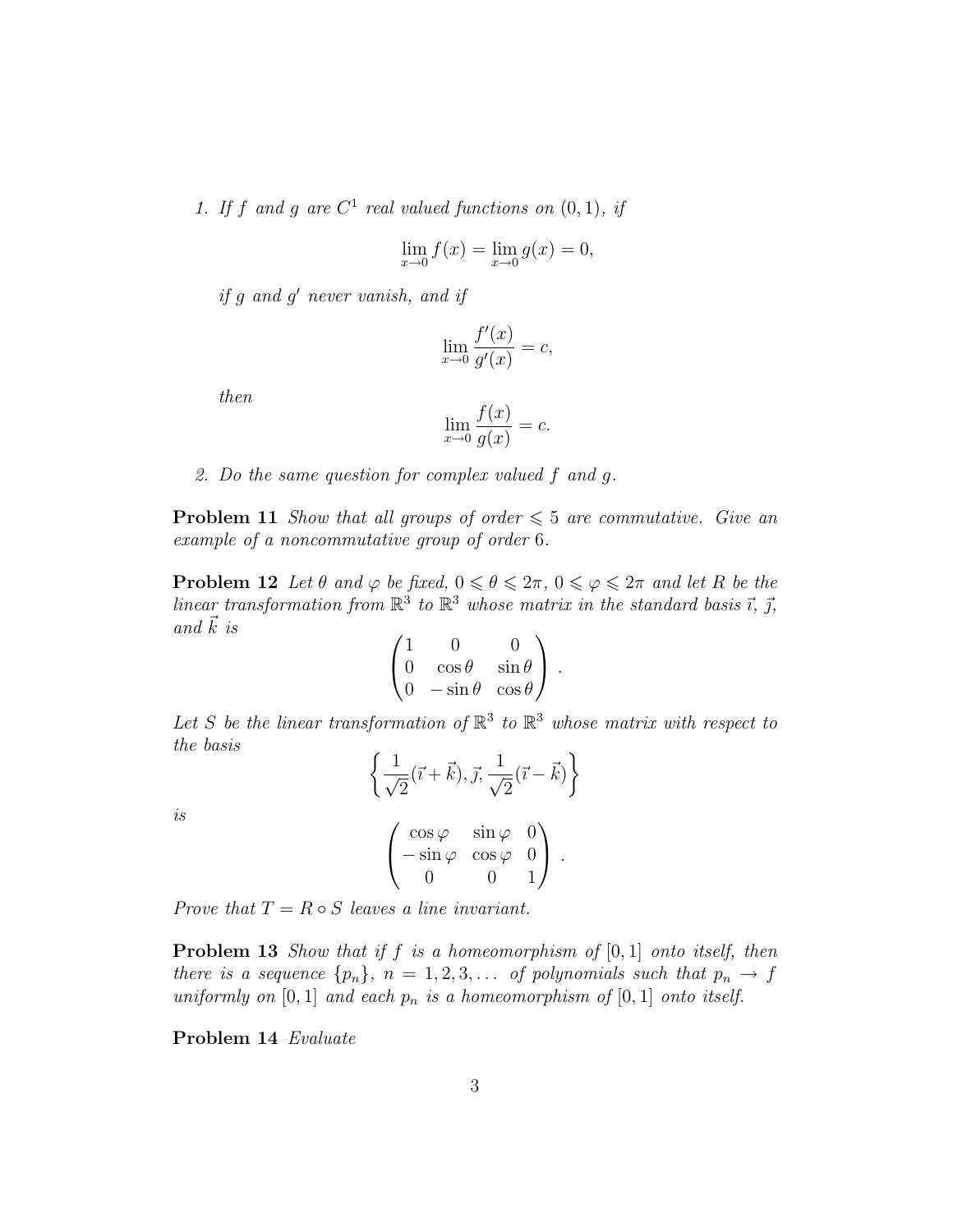1. *If $f$ and $g$ are $C^1$ real valued functions on $(0,1)$, if*

$$\lim_{x \to 0} f(x) = \lim_{x \to 0} g(x) = 0,$$

*if $g$ and $g'$ never vanish, and if*

$$\lim_{x \to 0} \frac{f'(x)}{g'(x)} = c,$$

*then*

$$\lim_{x \to 0} \frac{f(x)}{g(x)} = c.$$

2. *Do the same question for complex valued $f$ and $g$.*

**Problem 11** *Show that all groups of order $\leqslant 5$ are commutative. Give an example of a noncommutative group of order 6.*

**Problem 12** *Let $\theta$ and $\varphi$ be fixed, $0 \leqslant \theta \leqslant 2\pi$, $0 \leqslant \varphi \leqslant 2\pi$ and let $R$ be the linear transformation from $\mathbb{R}^3$ to $\mathbb{R}^3$ whose matrix in the standard basis $\vec{\imath}$, $\vec{\jmath}$, and $\vec{k}$ is*

$$\begin{pmatrix} 1 & 0 & 0 \\ 0 & \cos\theta & \sin\theta \\ 0 & -\sin\theta & \cos\theta \end{pmatrix}.$$

*Let $S$ be the linear transformation of $\mathbb{R}^3$ to $\mathbb{R}^3$ whose matrix with respect to the basis*

$$\left\{ \frac{1}{\sqrt{2}}(\vec{\imath} + \vec{k}), \vec{\jmath}, \frac{1}{\sqrt{2}}(\vec{\imath} - \vec{k}) \right\}$$

*is*

$$\begin{pmatrix} \cos\varphi & \sin\varphi & 0 \\ -\sin\varphi & \cos\varphi & 0 \\ 0 & 0 & 1 \end{pmatrix}.$$

*Prove that $T = R \circ S$ leaves a line invariant.*

**Problem 13** *Show that if $f$ is a homeomorphism of $[0,1]$ onto itself, then there is a sequence $\{p_n\}$, $n = 1, 2, 3, \ldots$ of polynomials such that $p_n \to f$ uniformly on $[0,1]$ and each $p_n$ is a homeomorphism of $[0,1]$ onto itself.*

**Problem 14** *Evaluate*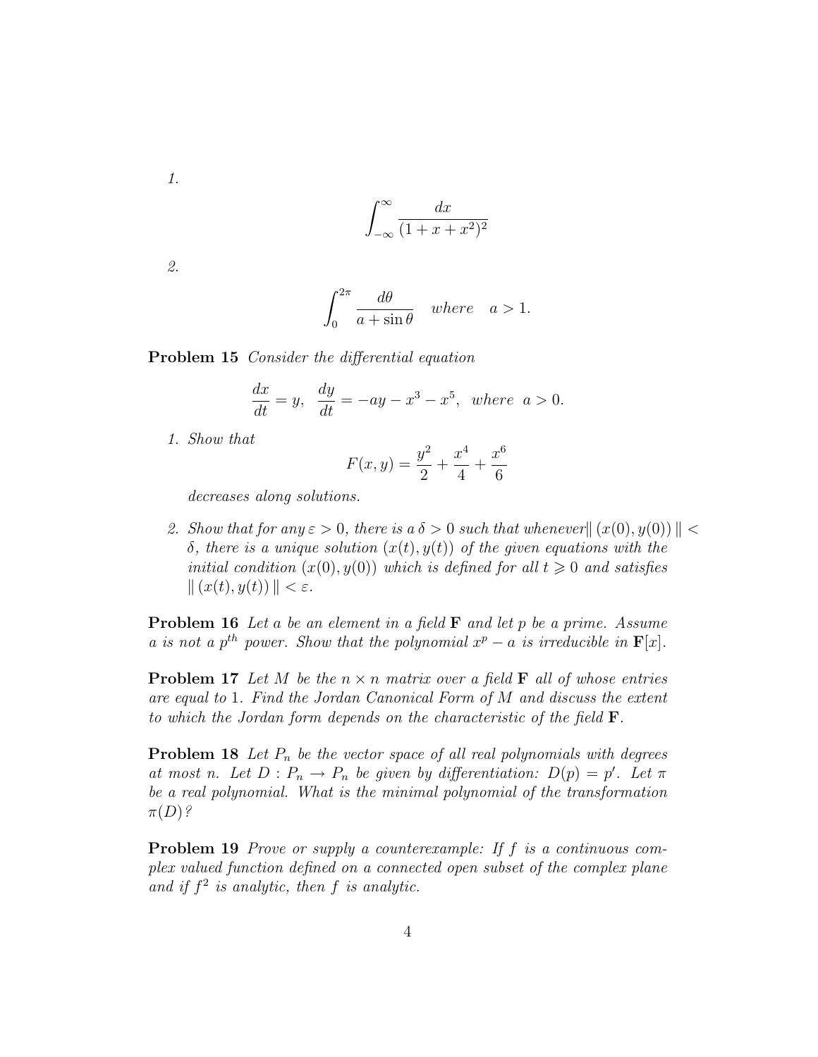1.

$$\int_{-\infty}^{\infty} \frac{dx}{(1+x+x^2)^2}$$

2.

$$\int_{0}^{2\pi} \frac{d\theta}{a+\sin\theta} \quad where \quad a > 1.$$

**Problem 15** *Consider the differential equation*

$$\frac{dx}{dt} = y, \quad \frac{dy}{dt} = -ay - x^3 - x^5, \quad where \quad a > 0.$$

1. *Show that*

$$F(x,y) = \frac{y^2}{2} + \frac{x^4}{4} + \frac{x^6}{6}$$

*decreases along solutions.*

2. *Show that for any $\varepsilon > 0$, there is a $\delta > 0$ such that whenever $\| (x(0), y(0)) \| < \delta$, there is a unique solution $(x(t), y(t))$ of the given equations with the initial condition $(x(0), y(0))$ which is defined for all $t \geqslant 0$ and satisfies $\| (x(t), y(t)) \| < \varepsilon$.*

**Problem 16** *Let $a$ be an element in a field $\mathbf{F}$ and let $p$ be a prime. Assume $a$ is not a $p^{th}$ power. Show that the polynomial $x^p - a$ is irreducible in $\mathbf{F}[x]$.*

**Problem 17** *Let $M$ be the $n \times n$ matrix over a field $\mathbf{F}$ all of whose entries are equal to 1. Find the Jordan Canonical Form of $M$ and discuss the extent to which the Jordan form depends on the characteristic of the field $\mathbf{F}$.*

**Problem 18** *Let $P_n$ be the vector space of all real polynomials with degrees at most $n$. Let $D : P_n \to P_n$ be given by differentiation: $D(p) = p'$. Let $\pi$ be a real polynomial. What is the minimal polynomial of the transformation $\pi(D)$?*

**Problem 19** *Prove or supply a counterexample: If $f$ is a continuous complex valued function defined on a connected open subset of the complex plane and if $f^2$ is analytic, then $f$ is analytic.*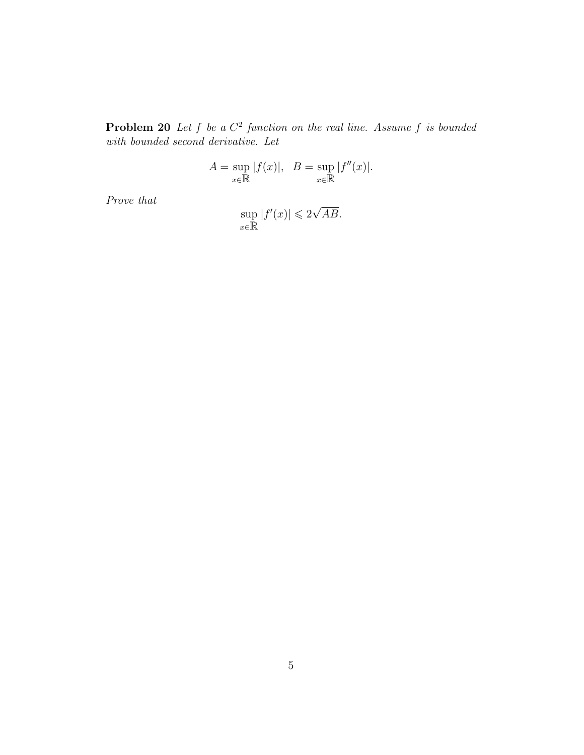**Problem 20** *Let $f$ be a $C^2$ function on the real line. Assume $f$ is bounded with bounded second derivative. Let*

$$A = \sup_{x \in \mathbb{R}} |f(x)|, \quad B = \sup_{x \in \mathbb{R}} |f''(x)|.$$

*Prove that*

$$\sup_{x \in \mathbb{R}} |f'(x)| \leqslant 2\sqrt{AB}.$$